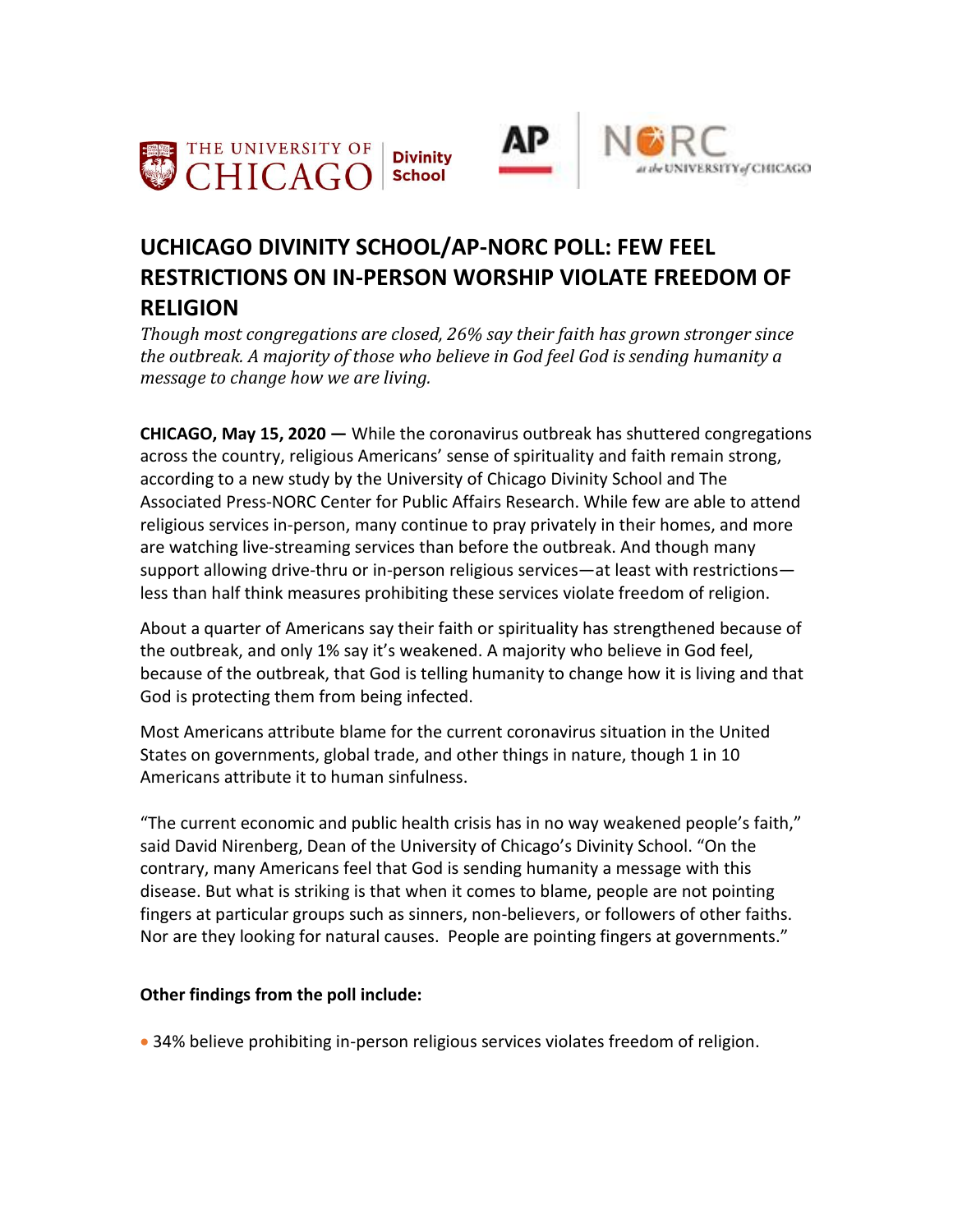# UCHICAGO DIVINITY SCHOOL/AP-NORC POLL: FEW FEEL RESTRICTIONS ON IN-PERSON WORSHIP VIOLATE FREEDOM OF RELIGION

*Though most congregations are closed, 26% say their faith has grown stronger since the outbreak. A majority of those who believe in God feel God is sending humanity a message to change how we are living.*

**CHICAGO, May 15, 2020 —** While the coronavirus outbreak has shuttered congregations across the country, religious Americans' sense of spirituality and faith remain strong, according to a new study by the University of Chicago Divinity School and The Associated Press-NORC Center for Public Affairs Research. While few are able to attend religious services in-person, many continue to pray privately in their homes, and more are watching live-streaming services than before the outbreak. And though many support allowing drive-thru or in-person religious services—at least with restrictions—less than half think measures prohibiting these services violate freedom of religion.

About a quarter of Americans say their faith or spirituality has strengthened because of the outbreak, and only 1% say it's weakened. A majority who believe in God feel, because of the outbreak, that God is telling humanity to change how it is living and that God is protecting them from being infected.

Most Americans attribute blame for the current coronavirus situation in the United States on governments, global trade, and other things in nature, though 1 in 10 Americans attribute it to human sinfulness.

"The current economic and public health crisis has in no way weakened people's faith," said David Nirenberg, Dean of the University of Chicago's Divinity School. "On the contrary, many Americans feel that God is sending humanity a message with this disease. But what is striking is that when it comes to blame, people are not pointing fingers at particular groups such as sinners, non-believers, or followers of other faiths. Nor are they looking for natural causes. People are pointing fingers at governments."

**Other findings from the poll include:**

- 34% believe prohibiting in-person religious services violates freedom of religion.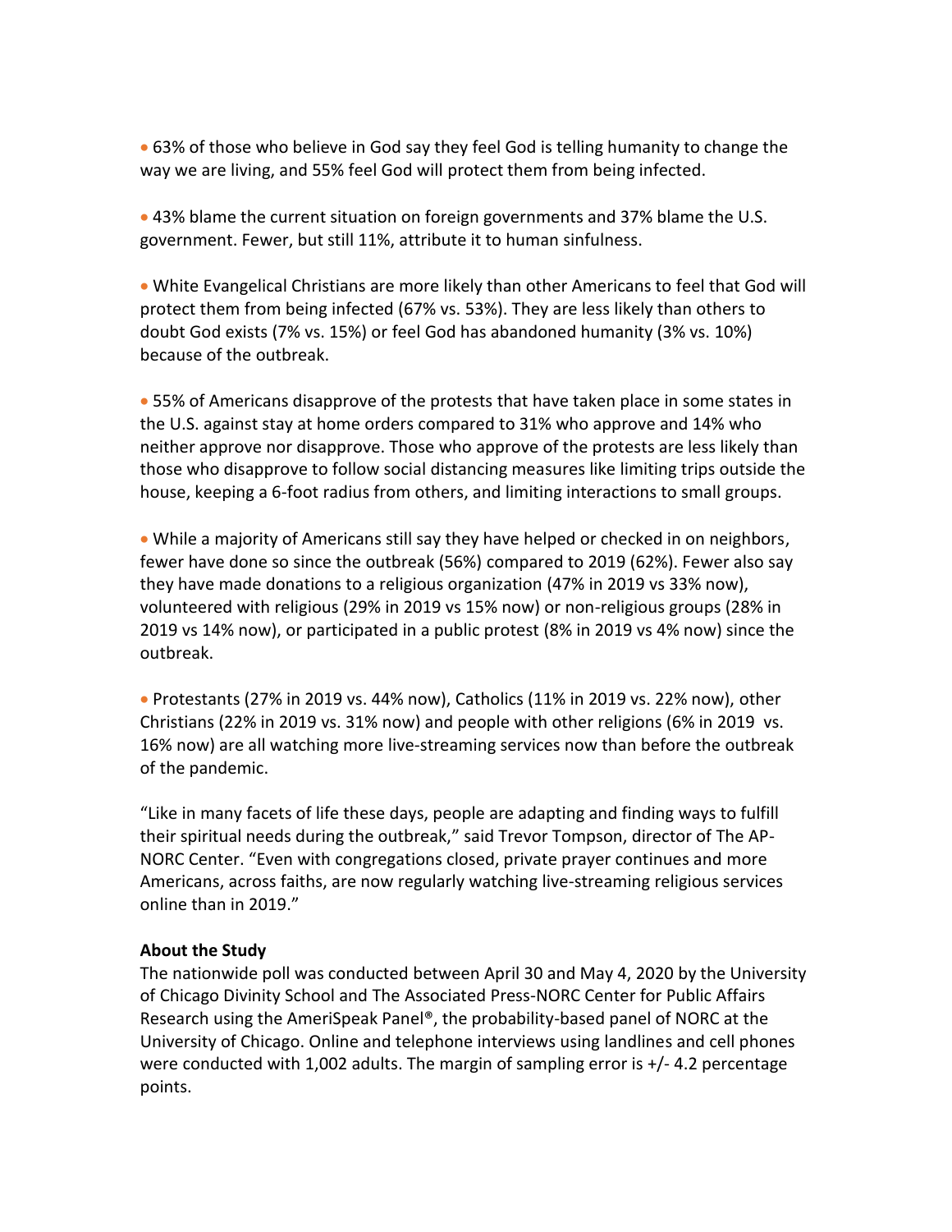- 63% of those who believe in God say they feel God is telling humanity to change the way we are living, and 55% feel God will protect them from being infected.

- 43% blame the current situation on foreign governments and 37% blame the U.S. government. Fewer, but still 11%, attribute it to human sinfulness.

- White Evangelical Christians are more likely than other Americans to feel that God will protect them from being infected (67% vs. 53%). They are less likely than others to doubt God exists (7% vs. 15%) or feel God has abandoned humanity (3% vs. 10%) because of the outbreak.

- 55% of Americans disapprove of the protests that have taken place in some states in the U.S. against stay at home orders compared to 31% who approve and 14% who neither approve nor disapprove. Those who approve of the protests are less likely than those who disapprove to follow social distancing measures like limiting trips outside the house, keeping a 6-foot radius from others, and limiting interactions to small groups.

- While a majority of Americans still say they have helped or checked in on neighbors, fewer have done so since the outbreak (56%) compared to 2019 (62%). Fewer also say they have made donations to a religious organization (47% in 2019 vs 33% now), volunteered with religious (29% in 2019 vs 15% now) or non-religious groups (28% in 2019 vs 14% now), or participated in a public protest (8% in 2019 vs 4% now) since the outbreak.

- Protestants (27% in 2019 vs. 44% now), Catholics (11% in 2019 vs. 22% now), other Christians (22% in 2019 vs. 31% now) and people with other religions (6% in 2019 vs. 16% now) are all watching more live-streaming services now than before the outbreak of the pandemic.

"Like in many facets of life these days, people are adapting and finding ways to fulfill their spiritual needs during the outbreak," said Trevor Tompson, director of The AP-NORC Center. "Even with congregations closed, private prayer continues and more Americans, across faiths, are now regularly watching live-streaming religious services online than in 2019."

**About the Study**

The nationwide poll was conducted between April 30 and May 4, 2020 by the University of Chicago Divinity School and The Associated Press-NORC Center for Public Affairs Research using the AmeriSpeak Panel®, the probability-based panel of NORC at the University of Chicago. Online and telephone interviews using landlines and cell phones were conducted with 1,002 adults. The margin of sampling error is +/- 4.2 percentage points.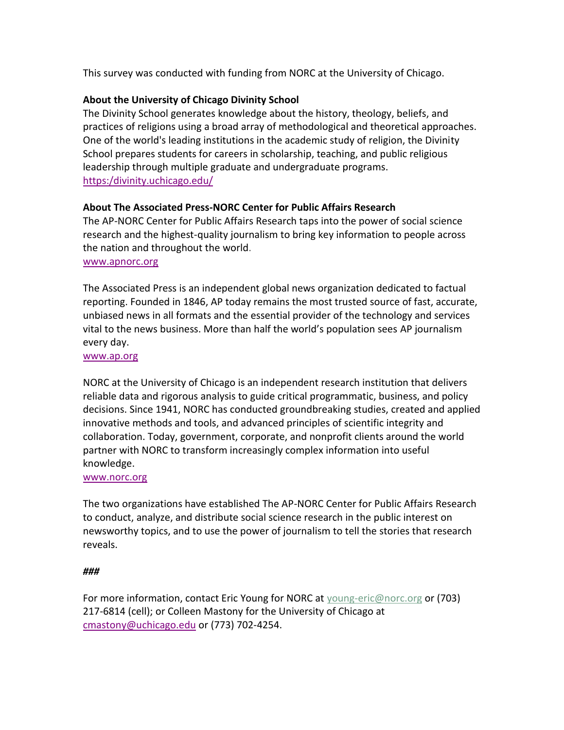This survey was conducted with funding from NORC at the University of Chicago.

**About the University of Chicago Divinity School**
The Divinity School generates knowledge about the history, theology, beliefs, and practices of religions using a broad array of methodological and theoretical approaches. One of the world's leading institutions in the academic study of religion, the Divinity School prepares students for careers in scholarship, teaching, and public religious leadership through multiple graduate and undergraduate programs.
https:/divinity.uchicago.edu/

**About The Associated Press-NORC Center for Public Affairs Research**
The AP-NORC Center for Public Affairs Research taps into the power of social science research and the highest-quality journalism to bring key information to people across the nation and throughout the world.
www.apnorc.org

The Associated Press is an independent global news organization dedicated to factual reporting. Founded in 1846, AP today remains the most trusted source of fast, accurate, unbiased news in all formats and the essential provider of the technology and services vital to the news business. More than half the world's population sees AP journalism every day.
www.ap.org

NORC at the University of Chicago is an independent research institution that delivers reliable data and rigorous analysis to guide critical programmatic, business, and policy decisions. Since 1941, NORC has conducted groundbreaking studies, created and applied innovative methods and tools, and advanced principles of scientific integrity and collaboration. Today, government, corporate, and nonprofit clients around the world partner with NORC to transform increasingly complex information into useful knowledge.
www.norc.org

The two organizations have established The AP-NORC Center for Public Affairs Research to conduct, analyze, and distribute social science research in the public interest on newsworthy topics, and to use the power of journalism to tell the stories that research reveals.

***###***

For more information, contact Eric Young for NORC at young-eric@norc.org or (703) 217-6814 (cell); or Colleen Mastony for the University of Chicago at cmastony@uchicago.edu or (773) 702-4254.